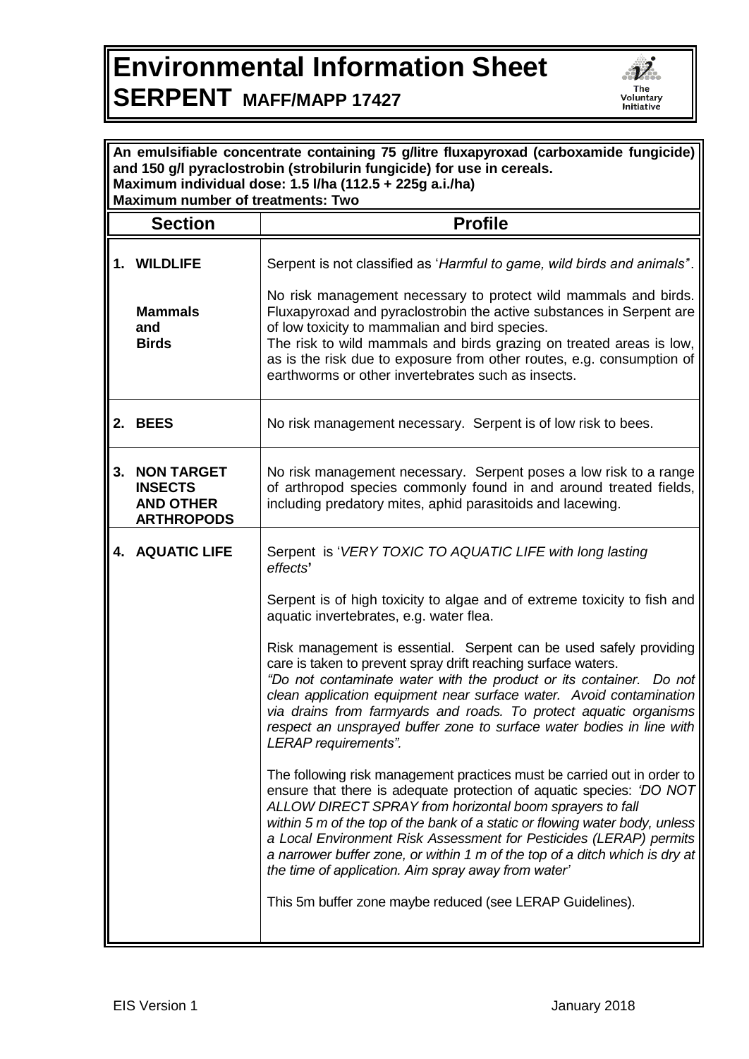# Environmental Information Sheet

## SERPENT MAFF/MAPP 17427

**An emulsifiable concentrate containing 75 g/litre fluxapyroxad (carboxamide fungicide) and 150 g/l pyraclostrobin (strobilurin fungicide) for use in cereals.**
**Maximum individual dose: 1.5 l/ha (112.5 + 225g a.i./ha)**
**Maximum number of treatments: Two**

| Section | Profile |
|---|---|
| **1. WILDLIFE**<br><br>**Mammals and Birds** | Serpent is not classified as '*Harmful to game, wild birds and animals*'.<br><br>No risk management necessary to protect wild mammals and birds. Fluxapyroxad and pyraclostrobin the active substances in Serpent are of low toxicity to mammalian and bird species.<br>The risk to wild mammals and birds grazing on treated areas is low, as is the risk due to exposure from other routes, e.g. consumption of earthworms or other invertebrates such as insects. |
| **2. BEES** | No risk management necessary. Serpent is of low risk to bees. |
| **3. NON TARGET INSECTS AND OTHER ARTHROPODS** | No risk management necessary. Serpent poses a low risk to a range of arthropod species commonly found in and around treated fields, including predatory mites, aphid parasitoids and lacewing. |
| **4. AQUATIC LIFE** | Serpent is '*VERY TOXIC TO AQUATIC LIFE with long lasting effects*'<br><br>Serpent is of high toxicity to algae and of extreme toxicity to fish and aquatic invertebrates, e.g. water flea.<br><br>Risk management is essential. Serpent can be used safely providing care is taken to prevent spray drift reaching surface waters.<br>*"Do not contaminate water with the product or its container. Do not clean application equipment near surface water. Avoid contamination via drains from farmyards and roads. To protect aquatic organisms respect an unsprayed buffer zone to surface water bodies in line with LERAP requirements".*<br><br>The following risk management practices must be carried out in order to ensure that there is adequate protection of aquatic species: *'DO NOT ALLOW DIRECT SPRAY from horizontal boom sprayers to fall within 5 m of the top of the bank of a static or flowing water body, unless a Local Environment Risk Assessment for Pesticides (LERAP) permits a narrower buffer zone, or within 1 m of the top of a ditch which is dry at the time of application. Aim spray away from water'*<br><br>This 5m buffer zone maybe reduced (see LERAP Guidelines). |

EIS Version 1 January 2018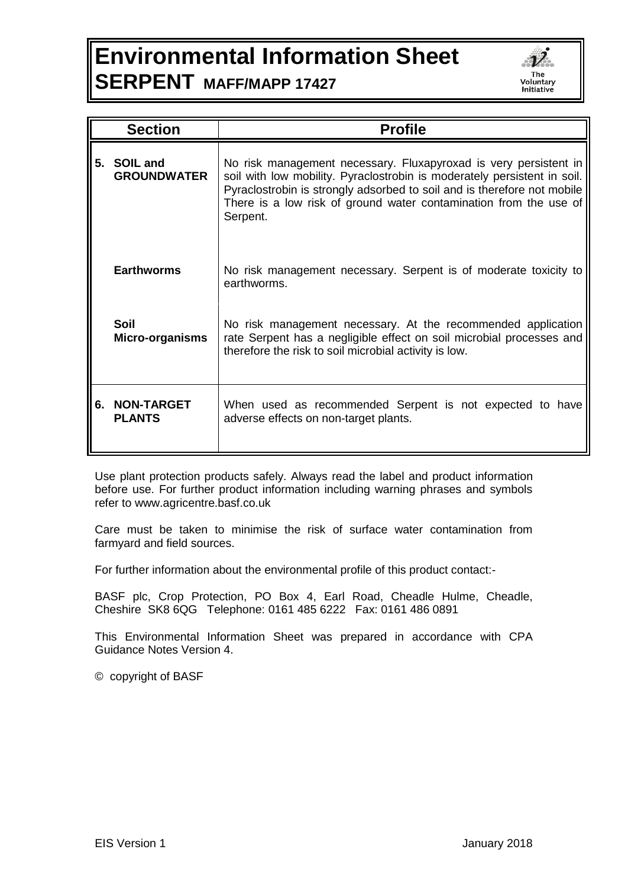# Environmental Information Sheet

## SERPENT MAFF/MAPP 17427

| Section | Profile |
|---|---|
| **5. SOIL and GROUNDWATER** | No risk management necessary. Fluxapyroxad is very persistent in soil with low mobility. Pyraclostrobin is moderately persistent in soil. Pyraclostrobin is strongly adsorbed to soil and is therefore not mobile There is a low risk of ground water contamination from the use of Serpent. |
| **Earthworms** | No risk management necessary. Serpent is of moderate toxicity to earthworms. |
| **Soil Micro-organisms** | No risk management necessary. At the recommended application rate Serpent has a negligible effect on soil microbial processes and therefore the risk to soil microbial activity is low. |
| **6. NON-TARGET PLANTS** | When used as recommended Serpent is not expected to have adverse effects on non-target plants. |

Use plant protection products safely. Always read the label and product information before use. For further product information including warning phrases and symbols refer to www.agricentre.basf.co.uk

Care must be taken to minimise the risk of surface water contamination from farmyard and field sources.

For further information about the environmental profile of this product contact:-

BASF plc, Crop Protection, PO Box 4, Earl Road, Cheadle Hulme, Cheadle, Cheshire SK8 6QG Telephone: 0161 485 6222 Fax: 0161 486 0891

This Environmental Information Sheet was prepared in accordance with CPA Guidance Notes Version 4.

© copyright of BASF

EIS Version 1 January 2018